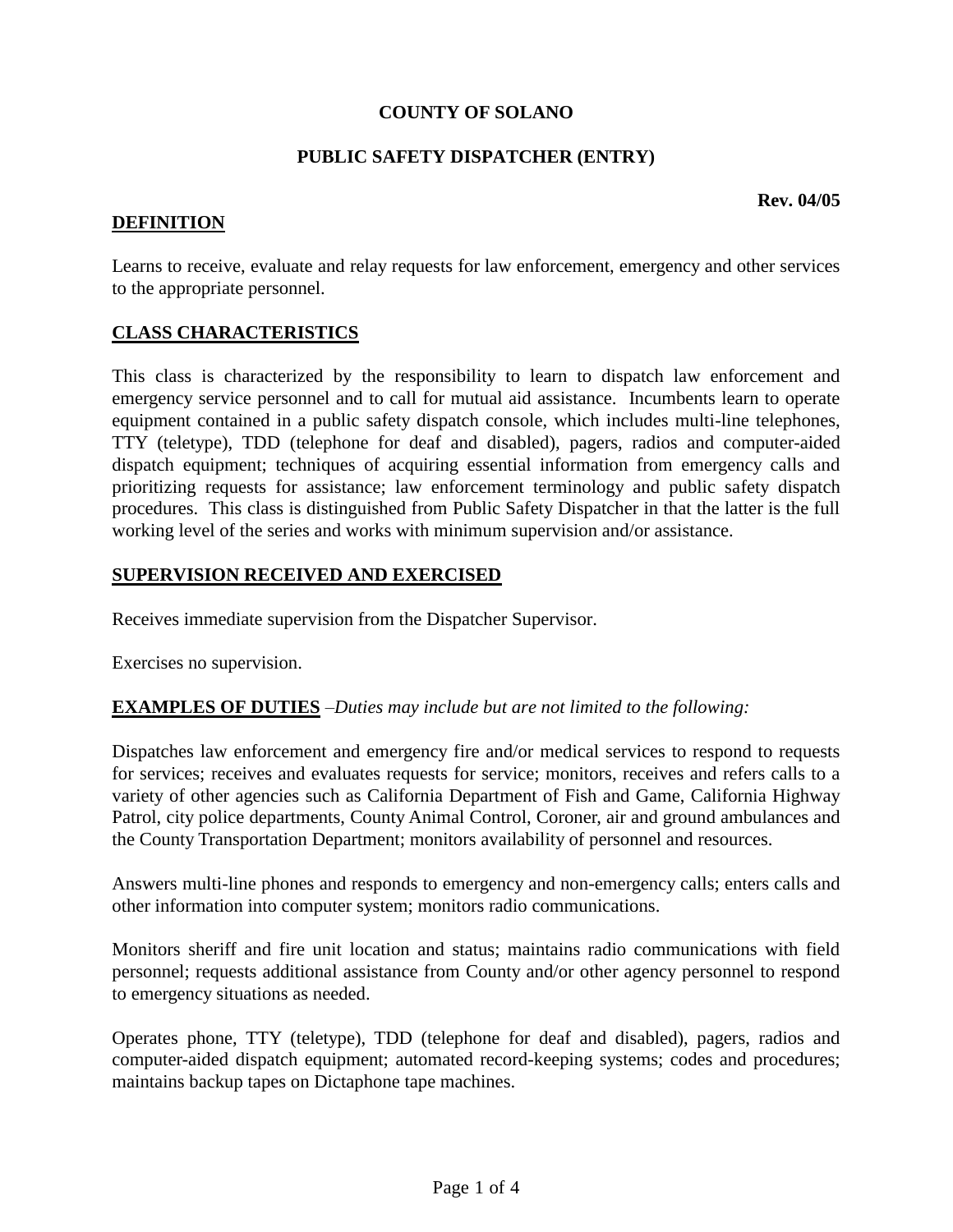**COUNTY OF SOLANO**

**PUBLIC SAFETY DISPATCHER (ENTRY)**

**Rev. 04/05**

## DEFINITION

Learns to receive, evaluate and relay requests for law enforcement, emergency and other services to the appropriate personnel.

## CLASS CHARACTERISTICS

This class is characterized by the responsibility to learn to dispatch law enforcement and emergency service personnel and to call for mutual aid assistance. Incumbents learn to operate equipment contained in a public safety dispatch console, which includes multi-line telephones, TTY (teletype), TDD (telephone for deaf and disabled), pagers, radios and computer-aided dispatch equipment; techniques of acquiring essential information from emergency calls and prioritizing requests for assistance; law enforcement terminology and public safety dispatch procedures. This class is distinguished from Public Safety Dispatcher in that the latter is the full working level of the series and works with minimum supervision and/or assistance.

## SUPERVISION RECEIVED AND EXERCISED

Receives immediate supervision from the Dispatcher Supervisor.

Exercises no supervision.

## EXAMPLES OF DUTIES –*Duties may include but are not limited to the following:*

Dispatches law enforcement and emergency fire and/or medical services to respond to requests for services; receives and evaluates requests for service; monitors, receives and refers calls to a variety of other agencies such as California Department of Fish and Game, California Highway Patrol, city police departments, County Animal Control, Coroner, air and ground ambulances and the County Transportation Department; monitors availability of personnel and resources.

Answers multi-line phones and responds to emergency and non-emergency calls; enters calls and other information into computer system; monitors radio communications.

Monitors sheriff and fire unit location and status; maintains radio communications with field personnel; requests additional assistance from County and/or other agency personnel to respond to emergency situations as needed.

Operates phone, TTY (teletype), TDD (telephone for deaf and disabled), pagers, radios and computer-aided dispatch equipment; automated record-keeping systems; codes and procedures; maintains backup tapes on Dictaphone tape machines.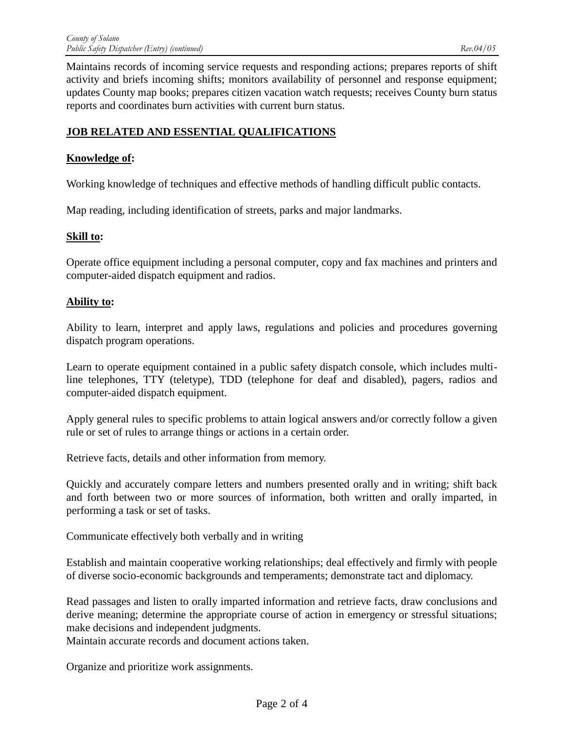Maintains records of incoming service requests and responding actions; prepares reports of shift activity and briefs incoming shifts; monitors availability of personnel and response equipment; updates County map books; prepares citizen vacation watch requests; receives County burn status reports and coordinates burn activities with current burn status.

## JOB RELATED AND ESSENTIAL QUALIFICATIONS

### Knowledge of:

Working knowledge of techniques and effective methods of handling difficult public contacts.

Map reading, including identification of streets, parks and major landmarks.

### Skill to:

Operate office equipment including a personal computer, copy and fax machines and printers and computer-aided dispatch equipment and radios.

### Ability to:

Ability to learn, interpret and apply laws, regulations and policies and procedures governing dispatch program operations.

Learn to operate equipment contained in a public safety dispatch console, which includes multi-line telephones, TTY (teletype), TDD (telephone for deaf and disabled), pagers, radios and computer-aided dispatch equipment.

Apply general rules to specific problems to attain logical answers and/or correctly follow a given rule or set of rules to arrange things or actions in a certain order.

Retrieve facts, details and other information from memory.

Quickly and accurately compare letters and numbers presented orally and in writing; shift back and forth between two or more sources of information, both written and orally imparted, in performing a task or set of tasks.

Communicate effectively both verbally and in writing

Establish and maintain cooperative working relationships; deal effectively and firmly with people of diverse socio-economic backgrounds and temperaments; demonstrate tact and diplomacy.

Read passages and listen to orally imparted information and retrieve facts, draw conclusions and derive meaning; determine the appropriate course of action in emergency or stressful situations; make decisions and independent judgments.
Maintain accurate records and document actions taken.

Organize and prioritize work assignments.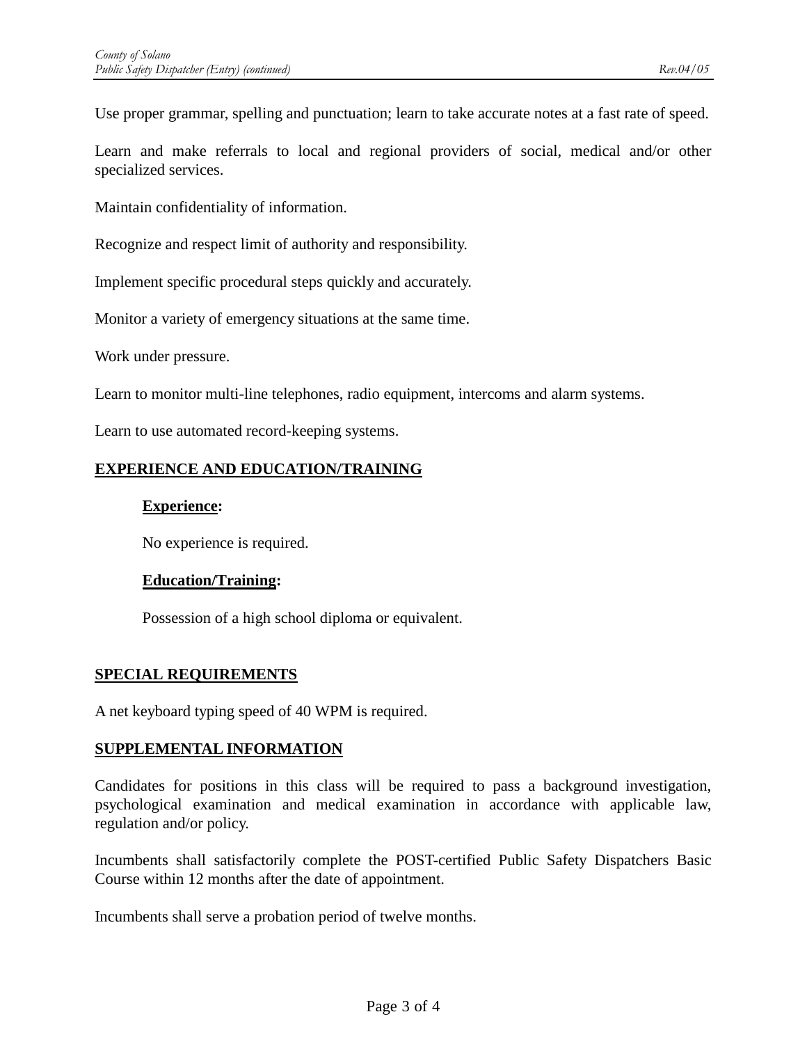Use proper grammar, spelling and punctuation; learn to take accurate notes at a fast rate of speed.

Learn and make referrals to local and regional providers of social, medical and/or other specialized services.

Maintain confidentiality of information.

Recognize and respect limit of authority and responsibility.

Implement specific procedural steps quickly and accurately.

Monitor a variety of emergency situations at the same time.

Work under pressure.

Learn to monitor multi-line telephones, radio equipment, intercoms and alarm systems.

Learn to use automated record-keeping systems.

## EXPERIENCE AND EDUCATION/TRAINING

### Experience:

No experience is required.

### Education/Training:

Possession of a high school diploma or equivalent.

## SPECIAL REQUIREMENTS

A net keyboard typing speed of 40 WPM is required.

## SUPPLEMENTAL INFORMATION

Candidates for positions in this class will be required to pass a background investigation, psychological examination and medical examination in accordance with applicable law, regulation and/or policy.

Incumbents shall satisfactorily complete the POST-certified Public Safety Dispatchers Basic Course within 12 months after the date of appointment.

Incumbents shall serve a probation period of twelve months.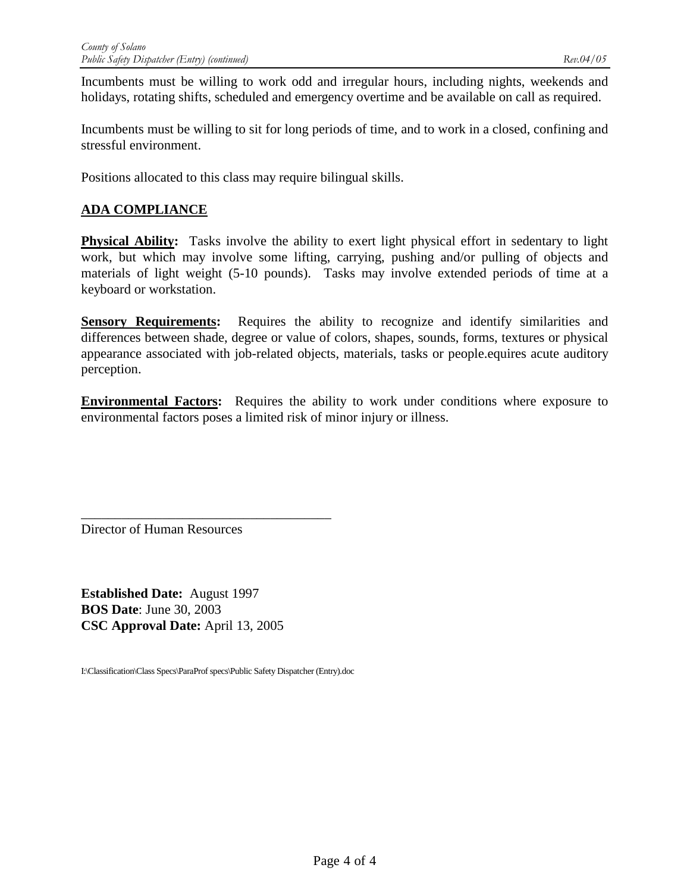Incumbents must be willing to work odd and irregular hours, including nights, weekends and holidays, rotating shifts, scheduled and emergency overtime and be available on call as required.

Incumbents must be willing to sit for long periods of time, and to work in a closed, confining and stressful environment.

Positions allocated to this class may require bilingual skills.

## ADA COMPLIANCE

**Physical Ability:** Tasks involve the ability to exert light physical effort in sedentary to light work, but which may involve some lifting, carrying, pushing and/or pulling of objects and materials of light weight (5-10 pounds). Tasks may involve extended periods of time at a keyboard or workstation.

**Sensory Requirements:** Requires the ability to recognize and identify similarities and differences between shade, degree or value of colors, shapes, sounds, forms, textures or physical appearance associated with job-related objects, materials, tasks or people.equires acute auditory perception.

**Environmental Factors:** Requires the ability to work under conditions where exposure to environmental factors poses a limited risk of minor injury or illness.

______________________________________

Director of Human Resources

**Established Date:** August 1997
**BOS Date**: June 30, 2003
**CSC Approval Date:** April 13, 2005

I:\Classification\Class Specs\ParaProf specs\Public Safety Dispatcher (Entry).doc